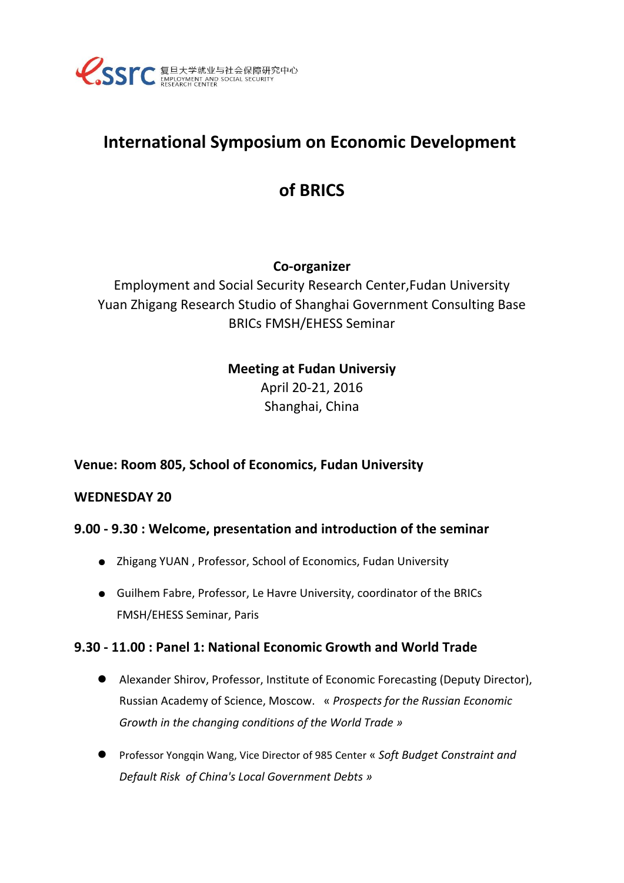复旦大学就业与社会保障研究中心
EMPLOYMENT AND SOCIAL SECURITY RESEARCH CENTER

# International Symposium on Economic Development of BRICS

**Co-organizer**

Employment and Social Security Research Center,Fudan University
Yuan Zhigang Research Studio of Shanghai Government Consulting Base
BRICs FMSH/EHESS Seminar

**Meeting at Fudan Universiy**

April 20-21, 2016
Shanghai, China

**Venue: Room 805, School of Economics, Fudan University**

## WEDNESDAY 20

### 9.00 - 9.30 : Welcome, presentation and introduction of the seminar

- Zhigang YUAN , Professor, School of Economics, Fudan University
- Guilhem Fabre, Professor, Le Havre University, coordinator of the BRICs FMSH/EHESS Seminar, Paris

### 9.30 - 11.00 : Panel 1: National Economic Growth and World Trade

- Alexander Shirov, Professor, Institute of Economic Forecasting (Deputy Director), Russian Academy of Science, Moscow. « *Prospects for the Russian Economic Growth in the changing conditions of the World Trade* »
- Professor Yongqin Wang, Vice Director of 985 Center « *Soft Budget Constraint and Default Risk of China's Local Government Debts* »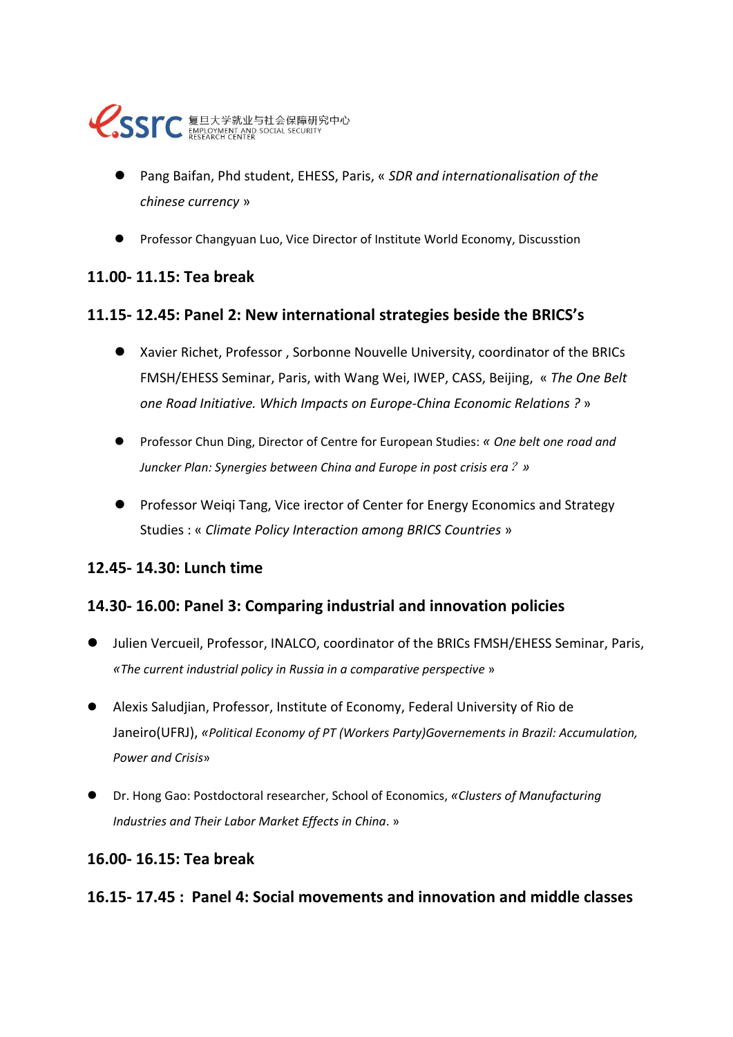- Pang Baifan, Phd student, EHESS, Paris, « *SDR and internationalisation of the chinese currency* »
- Professor Changyuan Luo, Vice Director of Institute World Economy, Discusstion

### 11.00- 11.15: Tea break

### 11.15- 12.45: Panel 2: New international strategies beside the BRICS's

- Xavier Richet, Professor , Sorbonne Nouvelle University, coordinator of the BRICs FMSH/EHESS Seminar, Paris, with Wang Wei, IWEP, CASS, Beijing, « *The One Belt one Road Initiative. Which Impacts on Europe-China Economic Relations ?* »
- Professor Chun Ding, Director of Centre for European Studies: « *One belt one road and Juncker Plan: Synergies between China and Europe in post crisis era ?* »
- Professor Weiqi Tang, Vice irector of Center for Energy Economics and Strategy Studies : « *Climate Policy Interaction among BRICS Countries* »

### 12.45- 14.30: Lunch time

### 14.30- 16.00: Panel 3: Comparing industrial and innovation policies

- Julien Vercueil, Professor, INALCO, coordinator of the BRICs FMSH/EHESS Seminar, Paris, «*The current industrial policy in Russia in a comparative perspective* »
- Alexis Saludjian, Professor, Institute of Economy, Federal University of Rio de Janeiro(UFRJ), «*Political Economy of PT (Workers Party)Governements in Brazil: Accumulation, Power and Crisis*»
- Dr. Hong Gao: Postdoctoral researcher, School of Economics, «*Clusters of Manufacturing Industries and Their Labor Market Effects in China*. »

### 16.00- 16.15: Tea break

### 16.15- 17.45 : Panel 4: Social movements and innovation and middle classes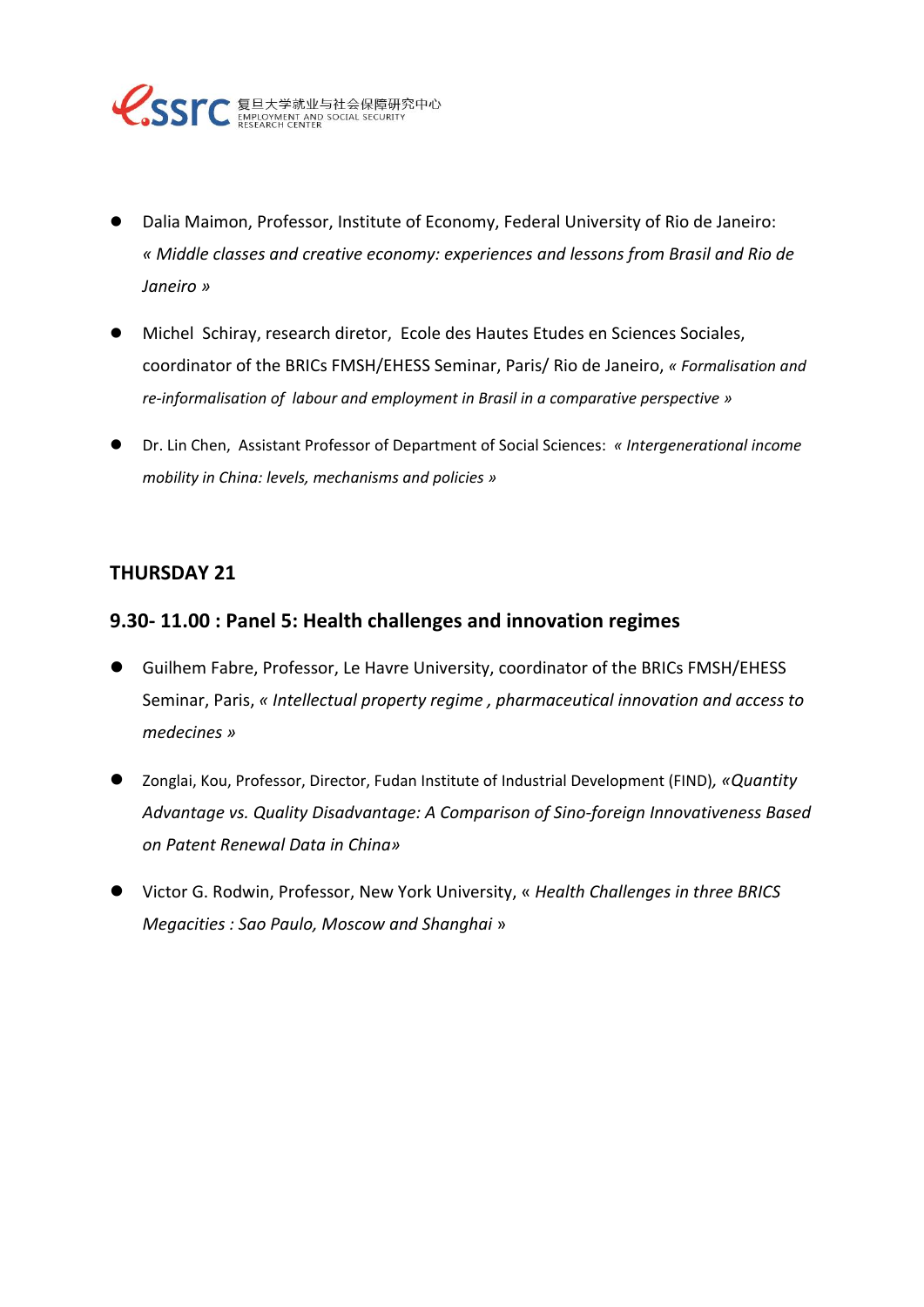- Dalia Maimon, Professor, Institute of Economy, Federal University of Rio de Janeiro: *« Middle classes and creative economy: experiences and lessons from Brasil and Rio de Janeiro »*

- Michel Schiray, research diretor, Ecole des Hautes Etudes en Sciences Sociales, coordinator of the BRICs FMSH/EHESS Seminar, Paris/ Rio de Janeiro, *« Formalisation and re-informalisation of labour and employment in Brasil in a comparative perspective »*

- Dr. Lin Chen, Assistant Professor of Department of Social Sciences: *« Intergenerational income mobility in China: levels, mechanisms and policies »*

### THURSDAY 21

### 9.30- 11.00 : Panel 5: Health challenges and innovation regimes

- Guilhem Fabre, Professor, Le Havre University, coordinator of the BRICs FMSH/EHESS Seminar, Paris, *« Intellectual property regime , pharmaceutical innovation and access to medecines »*

- Zonglai, Kou, Professor, Director, Fudan Institute of Industrial Development (FIND), *«Quantity Advantage vs. Quality Disadvantage: A Comparison of Sino-foreign Innovativeness Based on Patent Renewal Data in China»*

- Victor G. Rodwin, Professor, New York University, « *Health Challenges in three BRICS Megacities : Sao Paulo, Moscow and Shanghai* »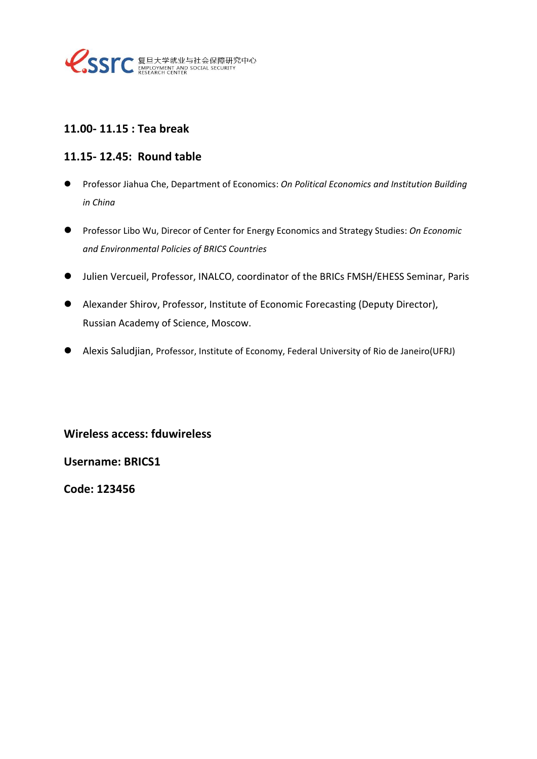**11.00- 11.15 : Tea break**

**11.15- 12.45: Round table**

- Professor Jiahua Che, Department of Economics: *On Political Economics and Institution Building in China*
- Professor Libo Wu, Direcor of Center for Energy Economics and Strategy Studies: *On Economic and Environmental Policies of BRICS Countries*
- Julien Vercueil, Professor, INALCO, coordinator of the BRICs FMSH/EHESS Seminar, Paris
- Alexander Shirov, Professor, Institute of Economic Forecasting (Deputy Director), Russian Academy of Science, Moscow.
- Alexis Saludjian, Professor, Institute of Economy, Federal University of Rio de Janeiro(UFRJ)

**Wireless access: fduwireless**

**Username: BRICS1**

**Code: 123456**